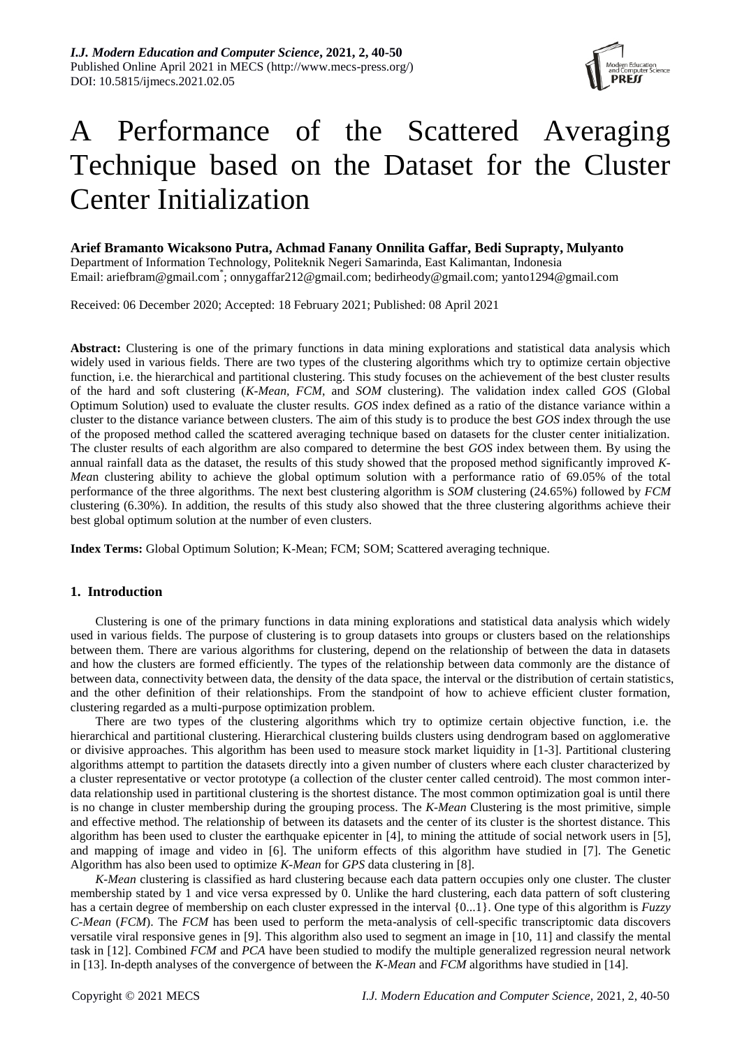# A Performance of the Scattered Averaging Technique based on the Dataset for the Cluster Center Initialization

**Arief Bramanto Wicaksono Putra, Achmad Fanany Onnilita Gaffar, Bedi Suprapty, Mulyanto**

Department of Information Technology, Politeknik Negeri Samarinda, East Kalimantan, Indonesia
Email: ariefbram@gmail.com*; onnygaffar212@gmail.com; bedirheody@gmail.com; yanto1294@gmail.com

Received: 06 December 2020; Accepted: 18 February 2021; Published: 08 April 2021

**Abstract:** Clustering is one of the primary functions in data mining explorations and statistical data analysis which widely used in various fields. There are two types of the clustering algorithms which try to optimize certain objective function, i.e. the hierarchical and partitional clustering. This study focuses on the achievement of the best cluster results of the hard and soft clustering (*K-Mean, FCM*, and *SOM* clustering). The validation index called *GOS* (Global Optimum Solution) used to evaluate the cluster results. *GOS* index defined as a ratio of the distance variance within a cluster to the distance variance between clusters. The aim of this study is to produce the best *GOS* index through the use of the proposed method called the scattered averaging technique based on datasets for the cluster center initialization. The cluster results of each algorithm are also compared to determine the best *GOS* index between them. By using the annual rainfall data as the dataset, the results of this study showed that the proposed method significantly improved *K-Mea*n clustering ability to achieve the global optimum solution with a performance ratio of 69.05% of the total performance of the three algorithms. The next best clustering algorithm is *SOM* clustering (24.65%) followed by *FCM* clustering (6.30%). In addition, the results of this study also showed that the three clustering algorithms achieve their best global optimum solution at the number of even clusters.

**Index Terms:** Global Optimum Solution; K-Mean; FCM; SOM; Scattered averaging technique.

## 1. Introduction

Clustering is one of the primary functions in data mining explorations and statistical data analysis which widely used in various fields. The purpose of clustering is to group datasets into groups or clusters based on the relationships between them. There are various algorithms for clustering, depend on the relationship of between the data in datasets and how the clusters are formed efficiently. The types of the relationship between data commonly are the distance of between data, connectivity between data, the density of the data space, the interval or the distribution of certain statistics, and the other definition of their relationships. From the standpoint of how to achieve efficient cluster formation, clustering regarded as a multi-purpose optimization problem.

There are two types of the clustering algorithms which try to optimize certain objective function, i.e. the hierarchical and partitional clustering. Hierarchical clustering builds clusters using dendrogram based on agglomerative or divisive approaches. This algorithm has been used to measure stock market liquidity in [1-3]. Partitional clustering algorithms attempt to partition the datasets directly into a given number of clusters where each cluster characterized by a cluster representative or vector prototype (a collection of the cluster center called centroid). The most common inter-data relationship used in partitional clustering is the shortest distance. The most common optimization goal is until there is no change in cluster membership during the grouping process. The *K-Mean* Clustering is the most primitive, simple and effective method. The relationship of between its datasets and the center of its cluster is the shortest distance. This algorithm has been used to cluster the earthquake epicenter in [4], to mining the attitude of social network users in [5], and mapping of image and video in [6]. The uniform effects of this algorithm have studied in [7]. The Genetic Algorithm has also been used to optimize *K-Mean* for *GPS* data clustering in [8].

*K-Mean* clustering is classified as hard clustering because each data pattern occupies only one cluster. The cluster membership stated by 1 and vice versa expressed by 0. Unlike the hard clustering, each data pattern of soft clustering has a certain degree of membership on each cluster expressed in the interval {0...1}. One type of this algorithm is *Fuzzy C-Mean* (*FCM*). The *FCM* has been used to perform the meta-analysis of cell-specific transcriptomic data discovers versatile viral responsive genes in [9]. This algorithm also used to segment an image in [10, 11] and classify the mental task in [12]. Combined *FCM* and *PCA* have been studied to modify the multiple generalized regression neural network in [13]. In-depth analyses of the convergence of between the *K-Mean* and *FCM* algorithms have studied in [14].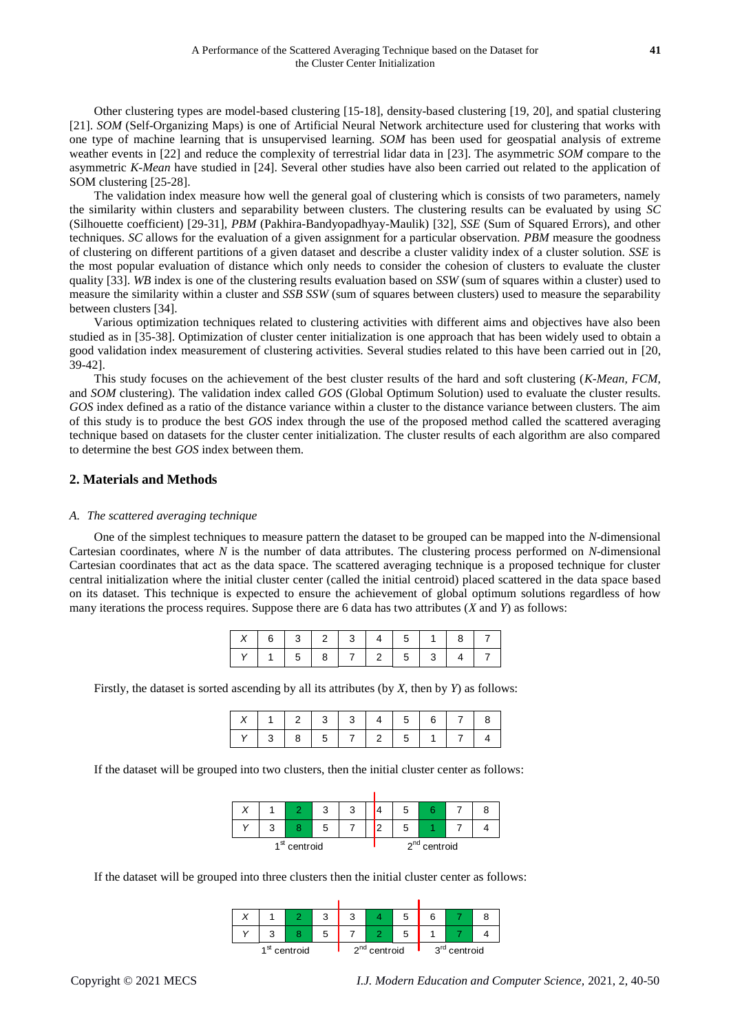Other clustering types are model-based clustering [15-18], density-based clustering [19, 20], and spatial clustering [21]. *SOM* (Self-Organizing Maps) is one of Artificial Neural Network architecture used for clustering that works with one type of machine learning that is unsupervised learning. *SOM* has been used for geospatial analysis of extreme weather events in [22] and reduce the complexity of terrestrial lidar data in [23]. The asymmetric *SOM* compare to the asymmetric *K-Mean* have studied in [24]. Several other studies have also been carried out related to the application of SOM clustering [25-28].

The validation index measure how well the general goal of clustering which is consists of two parameters, namely the similarity within clusters and separability between clusters. The clustering results can be evaluated by using *SC* (Silhouette coefficient) [29-31], *PBM* (Pakhira-Bandyopadhyay-Maulik) [32], *SSE* (Sum of Squared Errors), and other techniques. *SC* allows for the evaluation of a given assignment for a particular observation. *PBM* measure the goodness of clustering on different partitions of a given dataset and describe a cluster validity index of a cluster solution. *SSE* is the most popular evaluation of distance which only needs to consider the cohesion of clusters to evaluate the cluster quality [33]. *WB* index is one of the clustering results evaluation based on *SSW* (sum of squares within a cluster) used to measure the similarity within a cluster and *SSB SSW* (sum of squares between clusters) used to measure the separability between clusters [34].

Various optimization techniques related to clustering activities with different aims and objectives have also been studied as in [35-38]. Optimization of cluster center initialization is one approach that has been widely used to obtain a good validation index measurement of clustering activities. Several studies related to this have been carried out in [20, 39-42].

This study focuses on the achievement of the best cluster results of the hard and soft clustering (*K-Mean*, *FCM*, and *SOM* clustering). The validation index called *GOS* (Global Optimum Solution) used to evaluate the cluster results. *GOS* index defined as a ratio of the distance variance within a cluster to the distance variance between clusters. The aim of this study is to produce the best *GOS* index through the use of the proposed method called the scattered averaging technique based on datasets for the cluster center initialization. The cluster results of each algorithm are also compared to determine the best *GOS* index between them.

## 2. Materials and Methods

### *A. The scattered averaging technique*

One of the simplest techniques to measure pattern the dataset to be grouped can be mapped into the *N*-dimensional Cartesian coordinates, where *N* is the number of data attributes. The clustering process performed on *N*-dimensional Cartesian coordinates that act as the data space. The scattered averaging technique is a proposed technique for cluster central initialization where the initial cluster center (called the initial centroid) placed scattered in the data space based on its dataset. This technique is expected to ensure the achievement of global optimum solutions regardless of how many iterations the process requires. Suppose there are 6 data has two attributes (*X* and *Y*) as follows:

| *X* | 6 | 3 | 2 | 3 | 4 | 5 | 1 | 8 | 7 |
|---|---|---|---|---|---|---|---|---|---|
| *Y* | 1 | 5 | 8 | 7 | 2 | 5 | 3 | 4 | 7 |

Firstly, the dataset is sorted ascending by all its attributes (by *X*, then by *Y*) as follows:

| *X* | 1 | 2 | 3 | 3 | 4 | 5 | 6 | 7 | 8 |
|---|---|---|---|---|---|---|---|---|---|
| *Y* | 3 | 8 | 5 | 7 | 2 | 5 | 1 | 7 | 4 |

If the dataset will be grouped into two clusters, then the initial cluster center as follows:

| *X* | 1 | 2 | 3 | 3 | 4 | 5 | 6 | 7 | 8 |
|---|---|---|---|---|---|---|---|---|---|
| *Y* | 3 | 8 | 5 | 7 | 2 | 5 | 1 | 7 | 4 |
| | 1st centroid | | | | 2nd centroid | | | | |

If the dataset will be grouped into three clusters then the initial cluster center as follows:

| *X* | 1 | 2 | 3 | 3 | 4 | 5 | 6 | 7 | 8 |
|---|---|---|---|---|---|---|---|---|---|
| *Y* | 3 | 8 | 5 | 7 | 2 | 5 | 1 | 7 | 4 |
| | 1st centroid | | | 2nd centroid | | | 3rd centroid | | |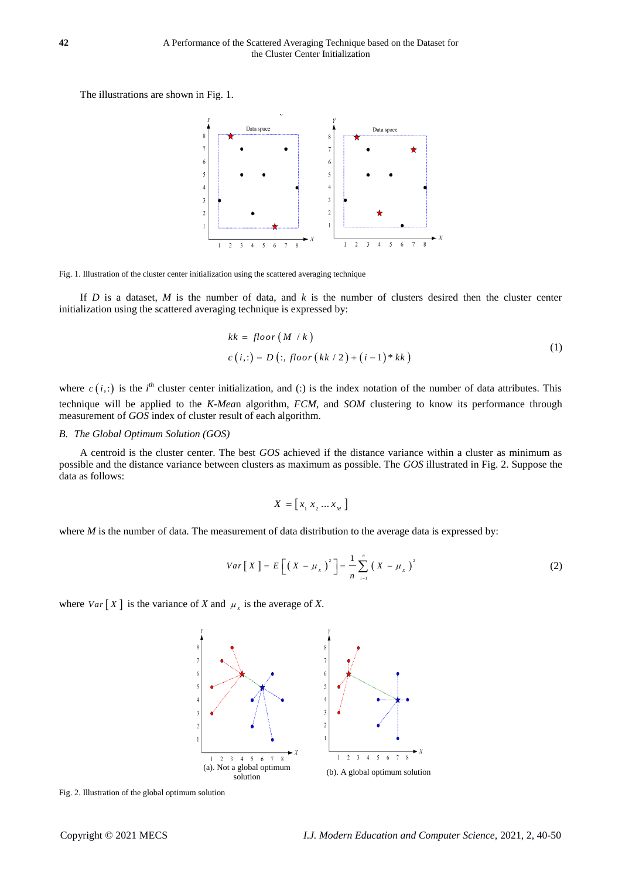The illustrations are shown in Fig. 1.

Fig. 1. Illustration of the cluster center initialization using the scattered averaging technique

If $D$ is a dataset, $M$ is the number of data, and $k$ is the number of clusters desired then the cluster center initialization using the scattered averaging technique is expressed by:

$$kk = floor\left(M \ / \ k\right)$$
$$c\left(i,:\right) = D\left(:, \ floor\left(kk \ / \ 2\right) + \left(i-1\right) * kk\right) \tag{1}$$

where $c\left(i,:\right)$ is the $i^{th}$ cluster center initialization, and (:) is the index notation of the number of data attributes. This technique will be applied to the *K-Mean* algorithm, *FCM*, and *SOM* clustering to know its performance through measurement of *GOS* index of cluster result of each algorithm.

### *B. The Global Optimum Solution (GOS)*

A centroid is the cluster center. The best *GOS* achieved if the distance variance within a cluster as minimum as possible and the distance variance between clusters as maximum as possible. The *GOS* illustrated in Fig. 2. Suppose the data as follows:

$$X = \left[x_1 \ x_2 \ldots x_M\right]$$

where $M$ is the number of data. The measurement of data distribution to the average data is expressed by:

$$Var\left[X\right] = E\left[\left(X - \mu_x\right)^2\right] = \frac{1}{n}\sum_{i=1}^{n}\left(X - \mu_x\right)^2 \tag{2}$$

where $Var\left[X\right]$ is the variance of $X$ and $\mu_x$ is the average of $X$.

(a). Not a global optimum solution

(b). A global optimum solution

Fig. 2. Illustration of the global optimum solution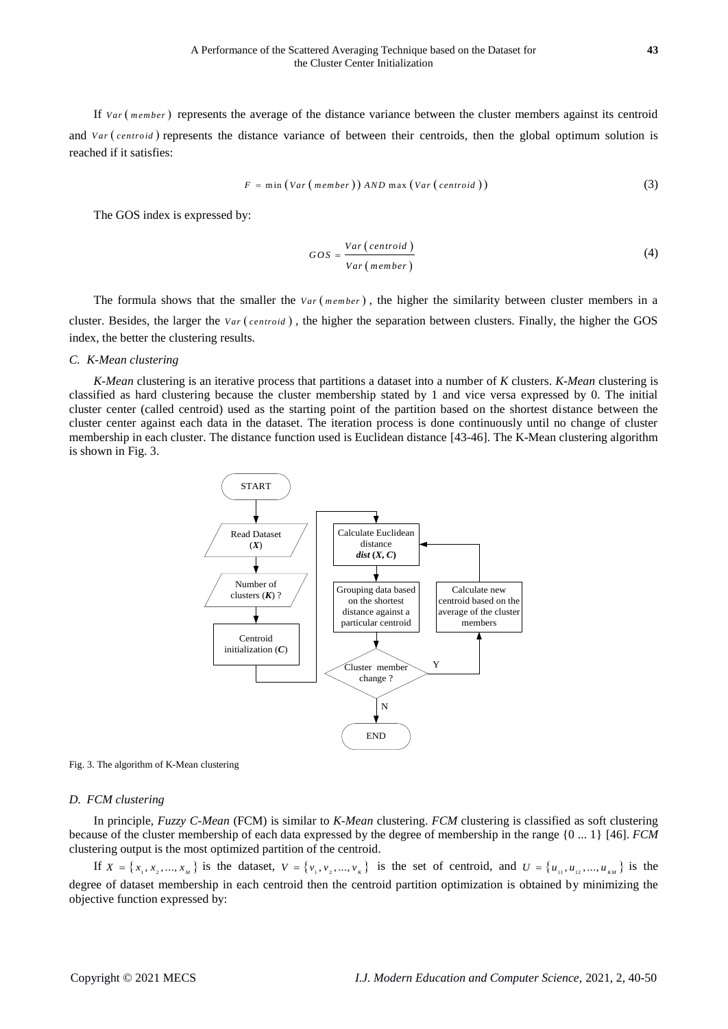If $Var(member)$ represents the average of the distance variance between the cluster members against its centroid and $Var(centroid)$ represents the distance variance of between their centroids, then the global optimum solution is reached if it satisfies:

$$F = \min(Var(member))\ AND\ \max(Var(centroid)) \tag{3}$$

The GOS index is expressed by:

$$GOS = \frac{Var(centroid)}{Var(member)} \tag{4}$$

The formula shows that the smaller the $Var(member)$, the higher the similarity between cluster members in a cluster. Besides, the larger the $Var(centroid)$, the higher the separation between clusters. Finally, the higher the GOS index, the better the clustering results.

### C. K-Mean clustering

*K-Mean* clustering is an iterative process that partitions a dataset into a number of *K* clusters. *K-Mean* clustering is classified as hard clustering because the cluster membership stated by 1 and vice versa expressed by 0. The initial cluster center (called centroid) used as the starting point of the partition based on the shortest distance between the cluster center against each data in the dataset. The iteration process is done continuously until no change of cluster membership in each cluster. The distance function used is Euclidean distance [43-46]. The K-Mean clustering algorithm is shown in Fig. 3.

Fig. 3. The algorithm of K-Mean clustering

### D. FCM clustering

In principle, *Fuzzy C-Mean* (FCM) is similar to *K-Mean* clustering. *FCM* clustering is classified as soft clustering because of the cluster membership of each data expressed by the degree of membership in the range {0 ... 1} [46]. *FCM* clustering output is the most optimized partition of the centroid.

If $X = \{x_1, x_2, ..., x_M\}$ is the dataset, $V = \{v_1, v_2, ..., v_K\}$ is the set of centroid, and $U = \{u_{11}, u_{12}, ..., u_{KM}\}$ is the degree of dataset membership in each centroid then the centroid partition optimization is obtained by minimizing the objective function expressed by: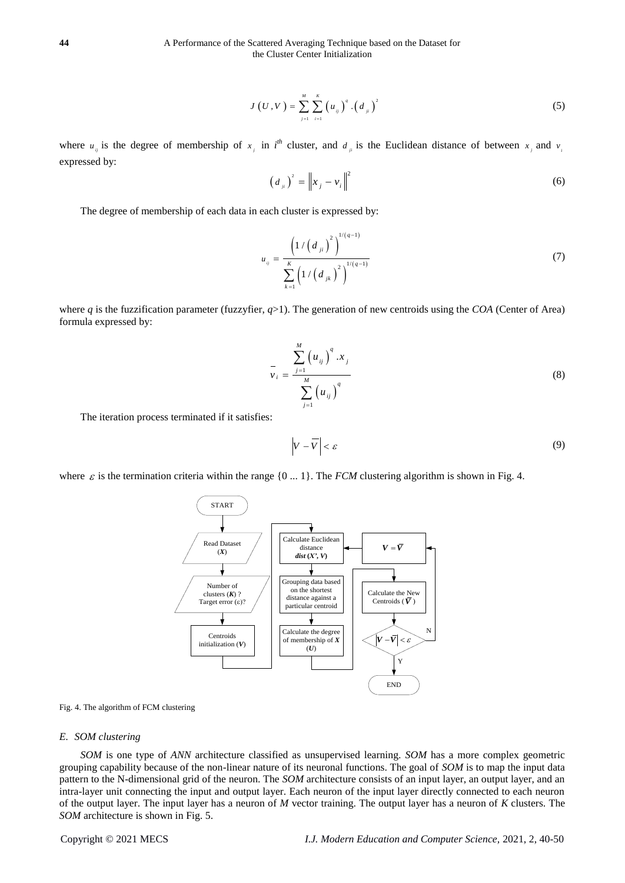$$J(U,V) = \sum_{j=1}^{M} \sum_{i=1}^{K} (u_{ij})^q . (d_{ji})^2 \tag{5}$$

where $u_{ij}$ is the degree of membership of $x_j$ in $i^{th}$ cluster, and $d_{ji}$ is the Euclidean distance of between $x_j$ and $v_i$ expressed by:

$$(d_{ji})^2 = \left\| x_j - v_i \right\|^2 \tag{6}$$

The degree of membership of each data in each cluster is expressed by:

$$u_{ij} = \frac{\left(1/(d_{ji})^2\right)^{1/(q-1)}}{\sum_{k=1}^{K}\left(1/(d_{jk})^2\right)^{1/(q-1)}} \tag{7}$$

where *q* is the fuzzification parameter (fuzzyfier, $q>1$). The generation of new centroids using the *COA* (Center of Area) formula expressed by:

$$\overline{v}_i = \frac{\sum_{j=1}^{M}(u_{ij})^q . x_j}{\sum_{j=1}^{M}(u_{ij})^q} \tag{8}$$

The iteration process terminated if it satisfies:

$$\left| V - \overline{V} \right| < \varepsilon \tag{9}$$

where $\varepsilon$ is the termination criteria within the range {0 ... 1}. The *FCM* clustering algorithm is shown in Fig. 4.

Fig. 4. The algorithm of FCM clustering

### *E. SOM clustering*

*SOM* is one type of *ANN* architecture classified as unsupervised learning. *SOM* has a more complex geometric grouping capability because of the non-linear nature of its neuronal functions. The goal of *SOM* is to map the input data pattern to the N-dimensional grid of the neuron. The *SOM* architecture consists of an input layer, an output layer, and an intra-layer unit connecting the input and output layer. Each neuron of the input layer directly connected to each neuron of the output layer. The input layer has a neuron of *M* vector training. The output layer has a neuron of *K* clusters. The *SOM* architecture is shown in Fig. 5.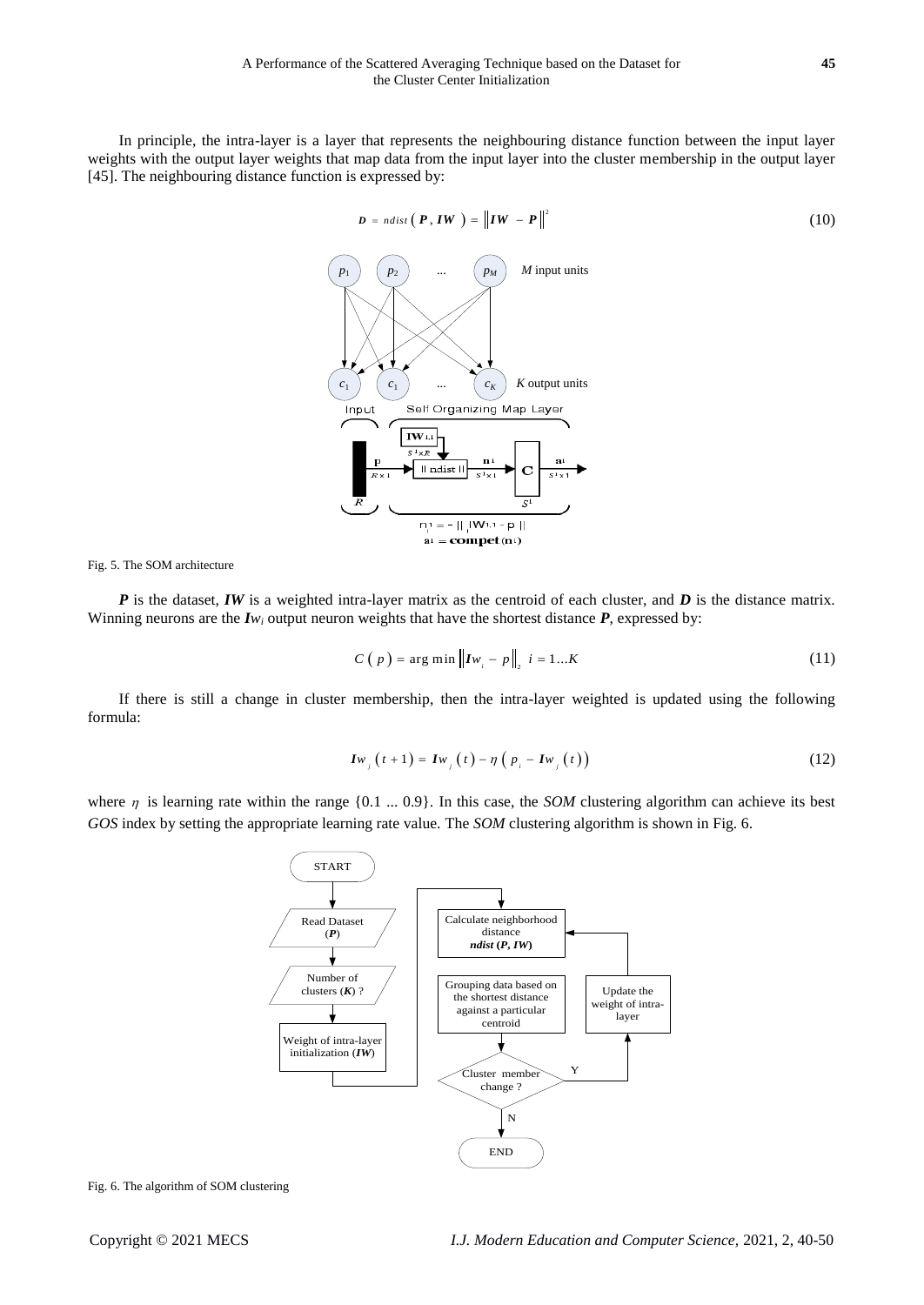In principle, the intra-layer is a layer that represents the neighbouring distance function between the input layer weights with the output layer weights that map data from the input layer into the cluster membership in the output layer [45]. The neighbouring distance function is expressed by:

$$\boldsymbol{D} = ndist\left(\boldsymbol{P}, \boldsymbol{IW}\right) = \left\|\boldsymbol{IW} - \boldsymbol{P}\right\|^2 \tag{10}$$

Fig. 5. The SOM architecture

***P*** is the dataset, ***IW*** is a weighted intra-layer matrix as the centroid of each cluster, and ***D*** is the distance matrix. Winning neurons are the $\boldsymbol{Iw}_i$ output neuron weights that have the shortest distance ***P***, expressed by:

$$C\left(p\right) = \arg\min \left\|\boldsymbol{Iw}_i - p\right\|_2 \;\; i = 1 \ldots K \tag{11}$$

If there is still a change in cluster membership, then the intra-layer weighted is updated using the following formula:

$$\boldsymbol{Iw}_j\left(t+1\right) = \boldsymbol{Iw}_j\left(t\right) - \eta\left(p_i - \boldsymbol{Iw}_j\left(t\right)\right) \tag{12}$$

where $\eta$ is learning rate within the range {0.1 ... 0.9}. In this case, the *SOM* clustering algorithm can achieve its best *GOS* index by setting the appropriate learning rate value. The *SOM* clustering algorithm is shown in Fig. 6.

Fig. 6. The algorithm of SOM clustering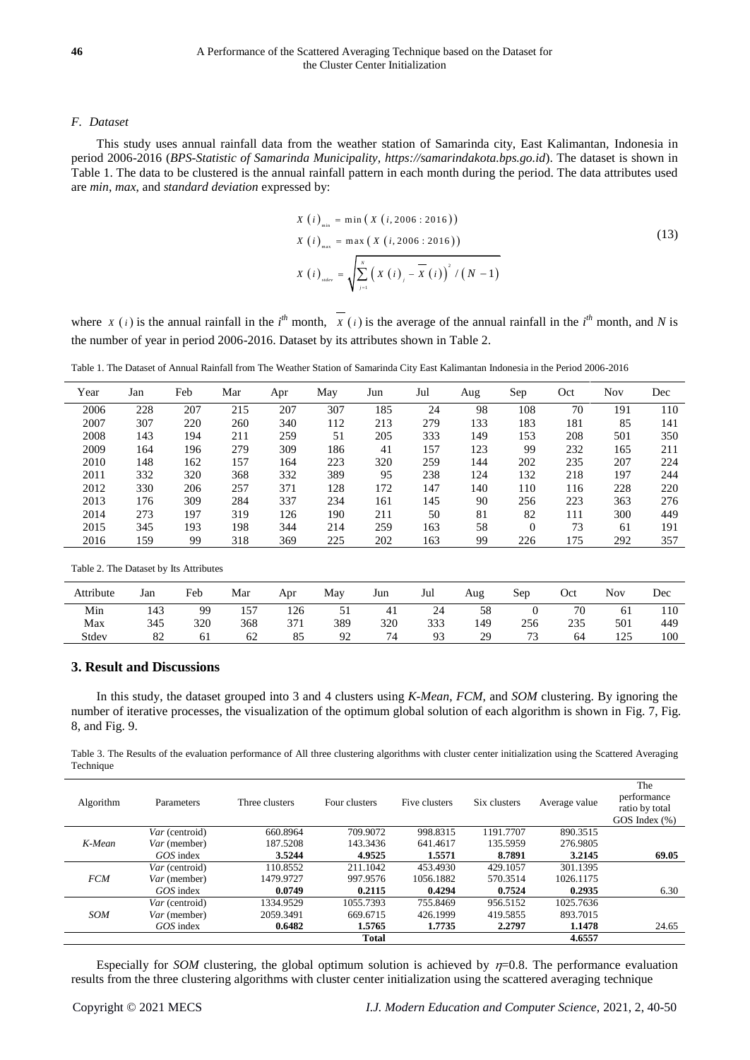### F. Dataset

This study uses annual rainfall data from the weather station of Samarinda city, East Kalimantan, Indonesia in period 2006-2016 (*BPS-Statistic of Samarinda Municipality, https://samarindakota.bps.go.id*). The dataset is shown in Table 1. The data to be clustered is the annual rainfall pattern in each month during the period. The data attributes used are *min*, *max*, and *standard deviation* expressed by:

$$
\begin{aligned}
X(i)_{min} &= \min\left(X(i, 2006:2016)\right) \\
X(i)_{max} &= \max\left(X(i, 2006:2016)\right) \\
X(i)_{stdev} &= \sqrt{\sum_{j=1}^{N}\left(X(i)_j - \overline{X}(i)\right)^2 / (N-1)}
\end{aligned}
\tag{13}
$$

where $X(i)$ is the annual rainfall in the $i^{th}$ month, $\overline{X}(i)$ is the average of the annual rainfall in the $i^{th}$ month, and $N$ is the number of year in period 2006-2016. Dataset by its attributes shown in Table 2.

Table 1. The Dataset of Annual Rainfall from The Weather Station of Samarinda City East Kalimantan Indonesia in the Period 2006-2016

| Year | Jan | Feb | Mar | Apr | May | Jun | Jul | Aug | Sep | Oct | Nov | Dec |
|---|---|---|---|---|---|---|---|---|---|---|---|---|
| 2006 | 228 | 207 | 215 | 207 | 307 | 185 | 24 | 98 | 108 | 70 | 191 | 110 |
| 2007 | 307 | 220 | 260 | 340 | 112 | 213 | 279 | 133 | 183 | 181 | 85 | 141 |
| 2008 | 143 | 194 | 211 | 259 | 51 | 205 | 333 | 149 | 153 | 208 | 501 | 350 |
| 2009 | 164 | 196 | 279 | 309 | 186 | 41 | 157 | 123 | 99 | 232 | 165 | 211 |
| 2010 | 148 | 162 | 157 | 164 | 223 | 320 | 259 | 144 | 202 | 235 | 207 | 224 |
| 2011 | 332 | 320 | 368 | 332 | 389 | 95 | 238 | 124 | 132 | 218 | 197 | 244 |
| 2012 | 330 | 206 | 257 | 371 | 128 | 172 | 147 | 140 | 110 | 116 | 228 | 220 |
| 2013 | 176 | 309 | 284 | 337 | 234 | 161 | 145 | 90 | 256 | 223 | 363 | 276 |
| 2014 | 273 | 197 | 319 | 126 | 190 | 211 | 50 | 81 | 82 | 111 | 300 | 449 |
| 2015 | 345 | 193 | 198 | 344 | 214 | 259 | 163 | 58 | 0 | 73 | 61 | 191 |
| 2016 | 159 | 99 | 318 | 369 | 225 | 202 | 163 | 99 | 226 | 175 | 292 | 357 |

Table 2. The Dataset by Its Attributes

| Attribute | Jan | Feb | Mar | Apr | May | Jun | Jul | Aug | Sep | Oct | Nov | Dec |
|---|---|---|---|---|---|---|---|---|---|---|---|---|
| Min | 143 | 99 | 157 | 126 | 51 | 41 | 24 | 58 | 0 | 70 | 61 | 110 |
| Max | 345 | 320 | 368 | 371 | 389 | 320 | 333 | 149 | 256 | 235 | 501 | 449 |
| Stdev | 82 | 61 | 62 | 85 | 92 | 74 | 93 | 29 | 73 | 64 | 125 | 100 |

## 3. Result and Discussions

In this study, the dataset grouped into 3 and 4 clusters using *K-Mean*, *FCM*, and *SOM* clustering. By ignoring the number of iterative processes, the visualization of the optimum global solution of each algorithm is shown in Fig. 7, Fig. 8, and Fig. 9.

Table 3. The Results of the evaluation performance of All three clustering algorithms with cluster center initialization using the Scattered Averaging Technique

| Algorithm | Parameters | Three clusters | Four clusters | Five clusters | Six clusters | Average value | The performance ratio by total GOS Index (%) |
|---|---|---|---|---|---|---|---|
| | *Var* (centroid) | 660.8964 | 709.9072 | 998.8315 | 1191.7707 | 890.3515 | |
| *K-Mean* | *Var* (member) | 187.5208 | 143.3436 | 641.4617 | 135.5959 | 276.9805 | |
| | *GOS* index | **3.5244** | **4.9525** | **1.5571** | **8.7891** | **3.2145** | **69.05** |
| | *Var* (centroid) | 110.8552 | 211.1042 | 453.4930 | 429.1057 | 301.1395 | |
| *FCM* | *Var* (member) | 1479.9727 | 997.9576 | 1056.1882 | 570.3514 | 1026.1175 | |
| | *GOS* index | **0.0749** | **0.2115** | **0.4294** | **0.7524** | **0.2935** | 6.30 |
| | *Var* (centroid) | 1334.9529 | 1055.7393 | 755.8469 | 956.5152 | 1025.7636 | |
| *SOM* | *Var* (member) | 2059.3491 | 669.6715 | 426.1999 | 419.5855 | 893.7015 | |
| | *GOS* index | **0.6482** | **1.5765** | **1.7735** | **2.2797** | **1.1478** | 24.65 |
| | | | **Total** | | | **4.6557** | |

Especially for *SOM* clustering, the global optimum solution is achieved by $\eta$=0.8. The performance evaluation results from the three clustering algorithms with cluster center initialization using the scattered averaging technique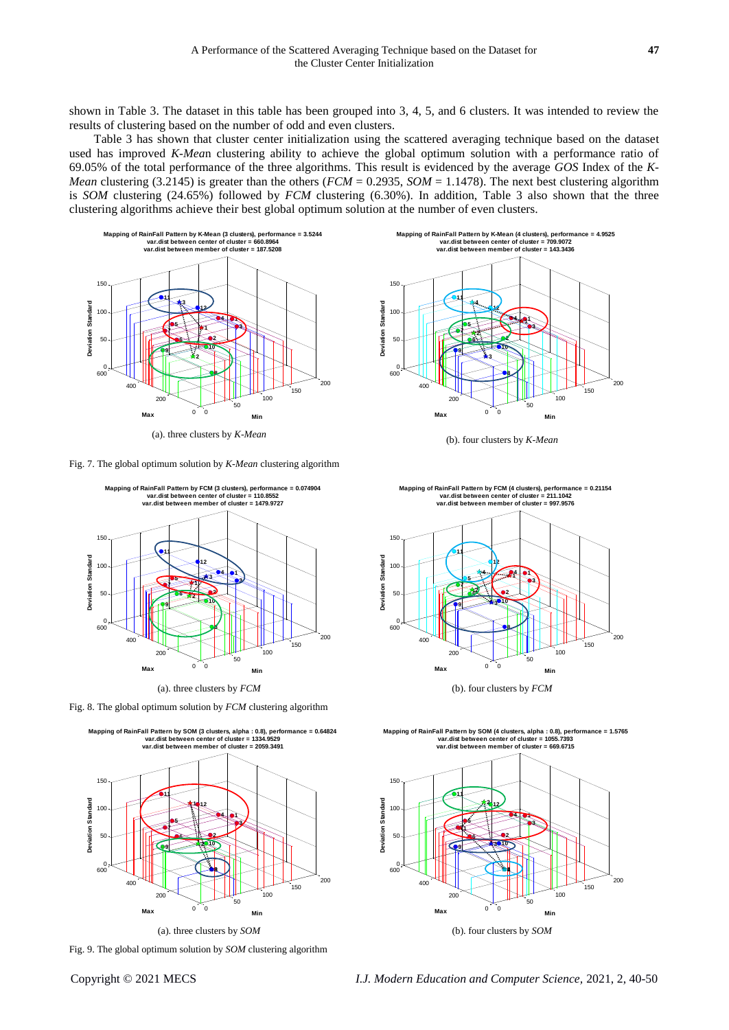shown in Table 3. The dataset in this table has been grouped into 3, 4, 5, and 6 clusters. It was intended to review the results of clustering based on the number of odd and even clusters.

Table 3 has shown that cluster center initialization using the scattered averaging technique based on the dataset used has improved *K-Mea*n clustering ability to achieve the global optimum solution with a performance ratio of 69.05% of the total performance of the three algorithms. This result is evidenced by the average *GOS* Index of the *K-Mean* clustering (3.2145) is greater than the others (*FCM* = 0.2935, *SOM* = 1.1478). The next best clustering algorithm is *SOM* clustering (24.65%) followed by *FCM* clustering (6.30%). In addition, Table 3 also shown that the three clustering algorithms achieve their best global optimum solution at the number of even clusters.

(a). three clusters by *K-Mean*

(b). four clusters by *K-Mean*

Fig. 7. The global optimum solution by *K-Mean* clustering algorithm

(a). three clusters by *FCM*

(b). four clusters by *FCM*

Fig. 8. The global optimum solution by *FCM* clustering algorithm

(a). three clusters by *SOM*

(b). four clusters by *SOM*

Fig. 9. The global optimum solution by *SOM* clustering algorithm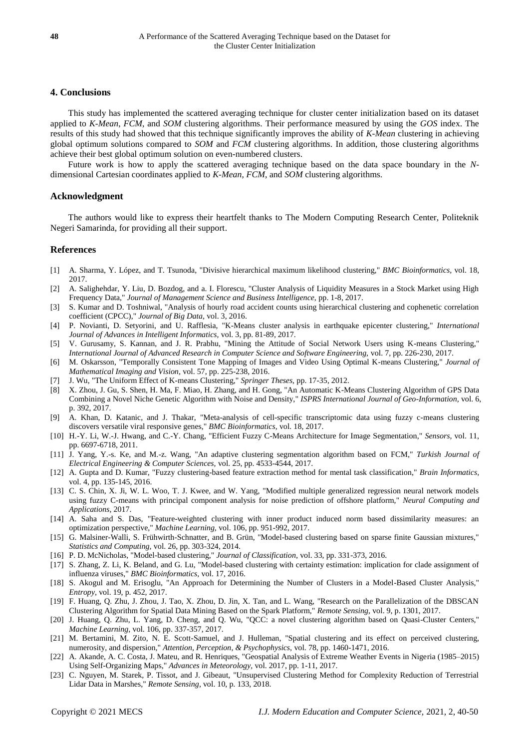## 4. Conclusions

This study has implemented the scattered averaging technique for cluster center initialization based on its dataset applied to *K-Mean*, *FCM*, and *SOM* clustering algorithms. Their performance measured by using the *GOS* index. The results of this study had showed that this technique significantly improves the ability of *K-Mean* clustering in achieving global optimum solutions compared to *SOM* and *FCM* clustering algorithms. In addition, those clustering algorithms achieve their best global optimum solution on even-numbered clusters.

Future work is how to apply the scattered averaging technique based on the data space boundary in the *N*-dimensional Cartesian coordinates applied to *K-Mean*, *FCM*, and *SOM* clustering algorithms.

## Acknowledgment

The authors would like to express their heartfelt thanks to The Modern Computing Research Center, Politeknik Negeri Samarinda, for providing all their support.

## References

[1] A. Sharma, Y. López, and T. Tsunoda, "Divisive hierarchical maximum likelihood clustering," *BMC Bioinformatics,* vol. 18, 2017.

[2] A. Salighehdar, Y. Liu, D. Bozdog, and a. I. Florescu, "Cluster Analysis of Liquidity Measures in a Stock Market using High Frequency Data," *Journal of Management Science and Business Intelligence,* pp. 1-8, 2017.

[3] S. Kumar and D. Toshniwal, "Analysis of hourly road accident counts using hierarchical clustering and cophenetic correlation coefficient (CPCC)," *Journal of Big Data,* vol. 3, 2016.

[4] P. Novianti, D. Setyorini, and U. Rafflesia, "K-Means cluster analysis in earthquake epicenter clustering," *International Journal of Advances in Intelligent Informatics,* vol. 3, pp. 81-89, 2017.

[5] V. Gurusamy, S. Kannan, and J. R. Prabhu, "Mining the Attitude of Social Network Users using K-means Clustering," *International Journal of Advanced Research in Computer Science and Software Engineering,* vol. 7, pp. 226-230, 2017.

[6] M. Oskarsson, "Temporally Consistent Tone Mapping of Images and Video Using Optimal K-means Clustering," *Journal of Mathematical Imaging and Vision,* vol. 57, pp. 225-238, 2016.

[7] J. Wu, "The Uniform Effect of K-means Clustering," *Springer Theses,* pp. 17-35, 2012.

[8] X. Zhou, J. Gu, S. Shen, H. Ma, F. Miao, H. Zhang, and H. Gong, "An Automatic K-Means Clustering Algorithm of GPS Data Combining a Novel Niche Genetic Algorithm with Noise and Density," *ISPRS International Journal of Geo-Information,* vol. 6, p. 392, 2017.

[9] A. Khan, D. Katanic, and J. Thakar, "Meta-analysis of cell-specific transcriptomic data using fuzzy c-means clustering discovers versatile viral responsive genes," *BMC Bioinformatics,* vol. 18, 2017.

[10] H.-Y. Li, W.-J. Hwang, and C.-Y. Chang, "Efficient Fuzzy C-Means Architecture for Image Segmentation," *Sensors,* vol. 11, pp. 6697-6718, 2011.

[11] J. Yang, Y.-s. Ke, and M.-z. Wang, "An adaptive clustering segmentation algorithm based on FCM," *Turkish Journal of Electrical Engineering & Computer Sciences,* vol. 25, pp. 4533-4544, 2017.

[12] A. Gupta and D. Kumar, "Fuzzy clustering-based feature extraction method for mental task classification," *Brain Informatics,* vol. 4, pp. 135-145, 2016.

[13] C. S. Chin, X. Ji, W. L. Woo, T. J. Kwee, and W. Yang, "Modified multiple generalized regression neural network models using fuzzy C-means with principal component analysis for noise prediction of offshore platform," *Neural Computing and Applications,* 2017.

[14] A. Saha and S. Das, "Feature-weighted clustering with inner product induced norm based dissimilarity measures: an optimization perspective," *Machine Learning,* vol. 106, pp. 951-992, 2017.

[15] G. Malsiner-Walli, S. Frühwirth-Schnatter, and B. Grün, "Model-based clustering based on sparse finite Gaussian mixtures," *Statistics and Computing,* vol. 26, pp. 303-324, 2014.

[16] P. D. McNicholas, "Model-based clustering," *Journal of Classification,* vol. 33, pp. 331-373, 2016.

[17] S. Zhang, Z. Li, K. Beland, and G. Lu, "Model-based clustering with certainty estimation: implication for clade assignment of influenza viruses," *BMC Bioinformatics,* vol. 17, 2016.

[18] S. Akogul and M. Erisoglu, "An Approach for Determining the Number of Clusters in a Model-Based Cluster Analysis," *Entropy,* vol. 19, p. 452, 2017.

[19] F. Huang, Q. Zhu, J. Zhou, J. Tao, X. Zhou, D. Jin, X. Tan, and L. Wang, "Research on the Parallelization of the DBSCAN Clustering Algorithm for Spatial Data Mining Based on the Spark Platform," *Remote Sensing,* vol. 9, p. 1301, 2017.

[20] J. Huang, Q. Zhu, L. Yang, D. Cheng, and Q. Wu, "QCC: a novel clustering algorithm based on Quasi-Cluster Centers," *Machine Learning,* vol. 106, pp. 337-357, 2017.

[21] M. Bertamini, M. Zito, N. E. Scott-Samuel, and J. Hulleman, "Spatial clustering and its effect on perceived clustering, numerosity, and dispersion," *Attention, Perception, & Psychophysics,* vol. 78, pp. 1460-1471, 2016.

[22] A. Akande, A. C. Costa, J. Mateu, and R. Henriques, "Geospatial Analysis of Extreme Weather Events in Nigeria (1985–2015) Using Self-Organizing Maps," *Advances in Meteorology,* vol. 2017, pp. 1-11, 2017.

[23] C. Nguyen, M. Starek, P. Tissot, and J. Gibeaut, "Unsupervised Clustering Method for Complexity Reduction of Terrestrial Lidar Data in Marshes," *Remote Sensing,* vol. 10, p. 133, 2018.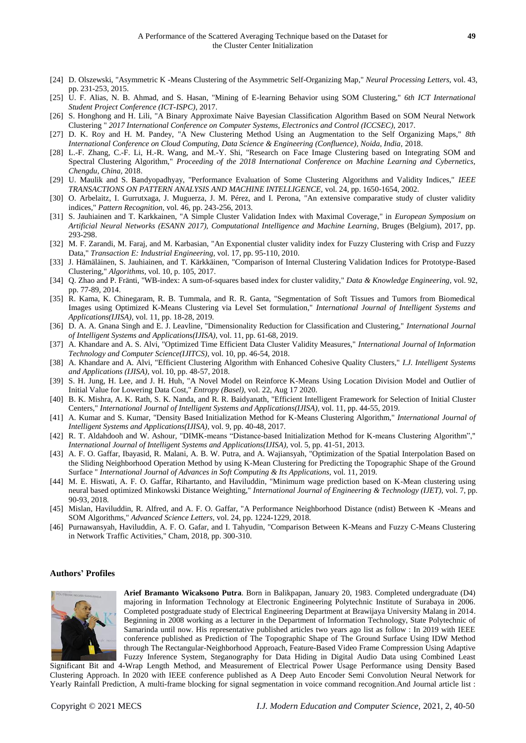[24] D. Olszewski, "Asymmetric K -Means Clustering of the Asymmetric Self-Organizing Map," *Neural Processing Letters,* vol. 43, pp. 231-253, 2015.

[25] U. F. Alias, N. B. Ahmad, and S. Hasan, "Mining of E-learning Behavior using SOM Clustering," *6th ICT International Student Project Conference (ICT-ISPC),* 2017.

[26] S. Honghong and H. Lili, "A Binary Approximate Naive Bayesian Classification Algorithm Based on SOM Neural Network Clustering " *2017 International Conference on Computer Systems, Electronics and Control (ICCSEC),* 2017.

[27] D. K. Roy and H. M. Pandey, "A New Clustering Method Using an Augmentation to the Self Organizing Maps," *8th International Conference on Cloud Computing, Data Science & Engineering (Confluence), Noida, India,* 2018.

[28] L.-F. Zhang, C.-F. Li, H.-R. Wang, and M.-Y. Shi, "Research on Face Image Clustering based on Integrating SOM and Spectral Clustering Algorithm," *Proceeding of the 2018 International Conference on Machine Learning and Cybernetics, Chengdu, China,* 2018.

[29] U. Maulik and S. Bandyopadhyay, "Performance Evaluation of Some Clustering Algorithms and Validity Indices," *IEEE TRANSACTIONS ON PATTERN ANALYSIS AND MACHINE INTELLIGENCE,* vol. 24, pp. 1650-1654, 2002.

[30] O. Arbelaitz, I. Gurrutxaga, J. Muguerza, J. M. Pérez, and I. Perona, "An extensive comparative study of cluster validity indices," *Pattern Recognition,* vol. 46, pp. 243-256, 2013.

[31] S. Jauhiainen and T. Karkkainen, "A Simple Cluster Validation Index with Maximal Coverage," in *European Symposium on Artificial Neural Networks (ESANN 2017), Computational Intelligence and Machine Learning*, Bruges (Belgium), 2017, pp. 293-298.

[32] M. F. Zarandi, M. Faraj, and M. Karbasian, "An Exponential cluster validity index for Fuzzy Clustering with Crisp and Fuzzy Data," *Transaction E: Industrial Engineering,* vol. 17, pp. 95-110, 2010.

[33] J. Hämäläinen, S. Jauhiainen, and T. Kärkkäinen, "Comparison of Internal Clustering Validation Indices for Prototype-Based Clustering," *Algorithms,* vol. 10, p. 105, 2017.

[34] Q. Zhao and P. Fränti, "WB-index: A sum-of-squares based index for cluster validity," *Data & Knowledge Engineering,* vol. 92, pp. 77-89, 2014.

[35] R. Kama, K. Chinegaram, R. B. Tummala, and R. R. Ganta, "Segmentation of Soft Tissues and Tumors from Biomedical Images using Optimized K-Means Clustering via Level Set formulation," *International Journal of Intelligent Systems and Applications(IJISA),* vol. 11, pp. 18-28, 2019.

[36] D. A. A. Gnana Singh and E. J. Leavline, "Dimensionality Reduction for Classification and Clustering," *International Journal of Intelligent Systems and Applications(IJISA),* vol. 11, pp. 61-68, 2019.

[37] A. Khandare and A. S. Alvi, "Optimized Time Efficient Data Cluster Validity Measures," *International Journal of Information Technology and Computer Science(IJITCS),* vol. 10, pp. 46-54, 2018.

[38] A. Khandare and A. Alvi, "Efficient Clustering Algorithm with Enhanced Cohesive Quality Clusters," *I.J. Intelligent Systems and Applications (IJISA),* vol. 10, pp. 48-57, 2018.

[39] S. H. Jung, H. Lee, and J. H. Huh, "A Novel Model on Reinforce K-Means Using Location Division Model and Outlier of Initial Value for Lowering Data Cost," *Entropy (Basel),* vol. 22, Aug 17 2020.

[40] B. K. Mishra, A. K. Rath, S. K. Nanda, and R. R. Baidyanath, "Efficient Intelligent Framework for Selection of Initial Cluster Centers," *International Journal of Intelligent Systems and Applications(IJISA),* vol. 11, pp. 44-55, 2019.

[41] A. Kumar and S. Kumar, "Density Based Initialization Method for K-Means Clustering Algorithm," *International Journal of Intelligent Systems and Applications(IJISA),* vol. 9, pp. 40-48, 2017.

[42] R. T. Aldahdooh and W. Ashour, "DIMK-means "Distance-based Initialization Method for K-means Clustering Algorithm"," *International Journal of Intelligent Systems and Applications(IJISA),* vol. 5, pp. 41-51, 2013.

[43] A. F. O. Gaffar, Ibayasid, R. Malani, A. B. W. Putra, and A. Wajiansyah, "Optimization of the Spatial Interpolation Based on the Sliding Neighborhood Operation Method by using K-Mean Clustering for Predicting the Topographic Shape of the Ground Surface " *International Journal of Advances in Soft Computing & Its Applications,* vol. 11, 2019.

[44] M. E. Hiswati, A. F. O. Gaffar, Rihartanto, and Haviluddin, "Minimum wage prediction based on K-Mean clustering using neural based optimized Minkowski Distance Weighting," *International Journal of Engineering & Technology (IJET),* vol. 7, pp. 90-93, 2018.

[45] Mislan, Haviluddin, R. Alfred, and A. F. O. Gaffar, "A Performance Neighborhood Distance (ndist) Between K -Means and SOM Algorithms," *Advanced Science Letters,* vol. 24, pp. 1224-1229, 2018.

[46] Purnawansyah, Haviluddin, A. F. O. Gafar, and I. Tahyudin, "Comparison Between K-Means and Fuzzy C-Means Clustering in Network Traffic Activities," Cham, 2018, pp. 300-310.

## Authors' Profiles

**Arief Bramanto Wicaksono Putra**. Born in Balikpapan, January 20, 1983. Completed undergraduate (D4) majoring in Information Technology at Electronic Engineering Polytechnic Institute of Surabaya in 2006. Completed postgraduate study of Electrical Engineering Department at Brawijaya University Malang in 2014. Beginning in 2008 working as a lecturer in the Department of Information Technology, State Polytechnic of Samarinda until now. His representative published articles two years ago list as follow : In 2019 with IEEE conference published as Prediction of The Topographic Shape of The Ground Surface Using IDW Method through The Rectangular-Neighborhood Approach, Feature-Based Video Frame Compression Using Adaptive Fuzzy Inference System, Steganography for Data Hiding in Digital Audio Data using Combined Least Significant Bit and 4-Wrap Length Method, and Measurement of Electrical Power Usage Performance using Density Based Clustering Approach. In 2020 with IEEE conference published as A Deep Auto Encoder Semi Convolution Neural Network for Yearly Rainfall Prediction, A multi-frame blocking for signal segmentation in voice command recognition.And Journal article list :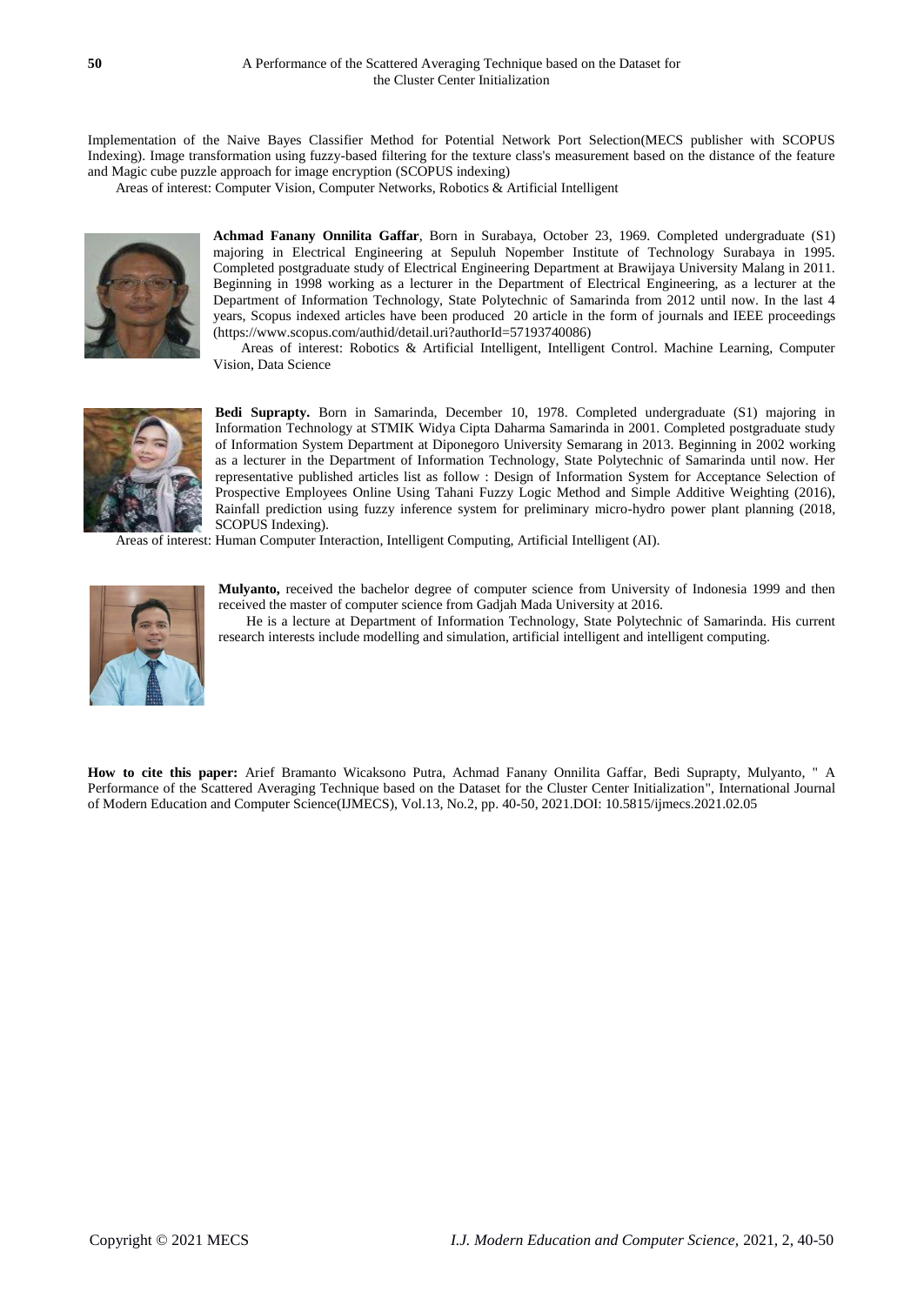Implementation of the Naive Bayes Classifier Method for Potential Network Port Selection(MECS publisher with SCOPUS Indexing). Image transformation using fuzzy-based filtering for the texture class's measurement based on the distance of the feature and Magic cube puzzle approach for image encryption (SCOPUS indexing)

Areas of interest: Computer Vision, Computer Networks, Robotics & Artificial Intelligent

**Achmad Fanany Onnilita Gaffar**, Born in Surabaya, October 23, 1969. Completed undergraduate (S1) majoring in Electrical Engineering at Sepuluh Nopember Institute of Technology Surabaya in 1995. Completed postgraduate study of Electrical Engineering Department at Brawijaya University Malang in 2011. Beginning in 1998 working as a lecturer in the Department of Electrical Engineering, as a lecturer at the Department of Information Technology, State Polytechnic of Samarinda from 2012 until now. In the last 4 years, Scopus indexed articles have been produced 20 article in the form of journals and IEEE proceedings (https://www.scopus.com/authid/detail.uri?authorId=57193740086)

Areas of interest: Robotics & Artificial Intelligent, Intelligent Control. Machine Learning, Computer Vision, Data Science

**Bedi Suprapty.** Born in Samarinda, December 10, 1978. Completed undergraduate (S1) majoring in Information Technology at STMIK Widya Cipta Daharma Samarinda in 2001. Completed postgraduate study of Information System Department at Diponegoro University Semarang in 2013. Beginning in 2002 working as a lecturer in the Department of Information Technology, State Polytechnic of Samarinda until now. Her representative published articles list as follow : Design of Information System for Acceptance Selection of Prospective Employees Online Using Tahani Fuzzy Logic Method and Simple Additive Weighting (2016), Rainfall prediction using fuzzy inference system for preliminary micro-hydro power plant planning (2018, SCOPUS Indexing).

Areas of interest: Human Computer Interaction, Intelligent Computing, Artificial Intelligent (AI).

**Mulyanto,** received the bachelor degree of computer science from University of Indonesia 1999 and then received the master of computer science from Gadjah Mada University at 2016.

He is a lecture at Department of Information Technology, State Polytechnic of Samarinda. His current research interests include modelling and simulation, artificial intelligent and intelligent computing.

**How to cite this paper:** Arief Bramanto Wicaksono Putra, Achmad Fanany Onnilita Gaffar, Bedi Suprapty, Mulyanto, " A Performance of the Scattered Averaging Technique based on the Dataset for the Cluster Center Initialization", International Journal of Modern Education and Computer Science(IJMECS), Vol.13, No.2, pp. 40-50, 2021.DOI: 10.5815/ijmecs.2021.02.05